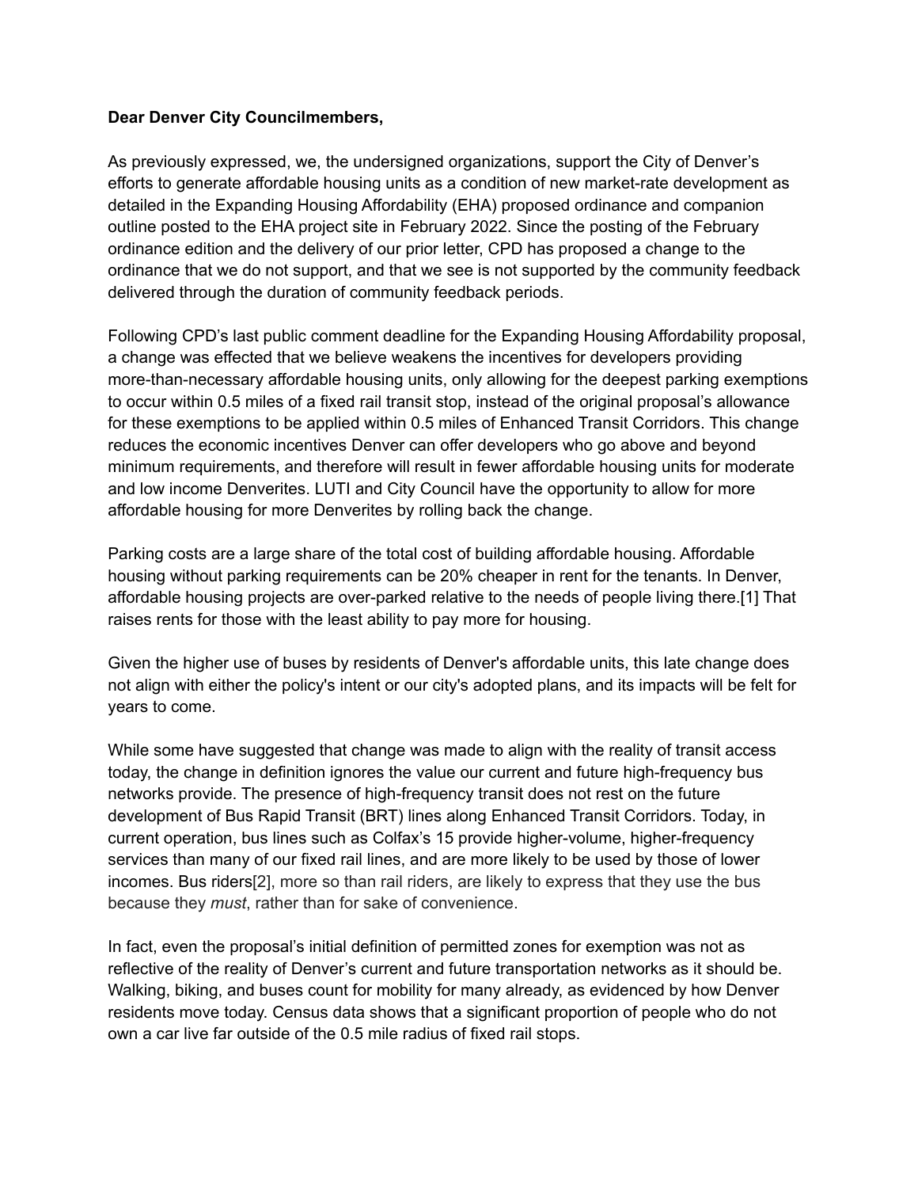**Dear Denver City Councilmembers,**

As previously expressed, we, the undersigned organizations, support the City of Denver's efforts to generate affordable housing units as a condition of new market-rate development as detailed in the Expanding Housing Affordability (EHA) proposed ordinance and companion outline posted to the EHA project site in February 2022. Since the posting of the February ordinance edition and the delivery of our prior letter, CPD has proposed a change to the ordinance that we do not support, and that we see is not supported by the community feedback delivered through the duration of community feedback periods.

Following CPD's last public comment deadline for the Expanding Housing Affordability proposal, a change was effected that we believe weakens the incentives for developers providing more-than-necessary affordable housing units, only allowing for the deepest parking exemptions to occur within 0.5 miles of a fixed rail transit stop, instead of the original proposal's allowance for these exemptions to be applied within 0.5 miles of Enhanced Transit Corridors. This change reduces the economic incentives Denver can offer developers who go above and beyond minimum requirements, and therefore will result in fewer affordable housing units for moderate and low income Denverites. LUTI and City Council have the opportunity to allow for more affordable housing for more Denverites by rolling back the change.

Parking costs are a large share of the total cost of building affordable housing. Affordable housing without parking requirements can be 20% cheaper in rent for the tenants. In Denver, affordable housing projects are over-parked relative to the needs of people living there.[1] That raises rents for those with the least ability to pay more for housing.

Given the higher use of buses by residents of Denver's affordable units, this late change does not align with either the policy's intent or our city's adopted plans, and its impacts will be felt for years to come.

While some have suggested that change was made to align with the reality of transit access today, the change in definition ignores the value our current and future high-frequency bus networks provide. The presence of high-frequency transit does not rest on the future development of Bus Rapid Transit (BRT) lines along Enhanced Transit Corridors. Today, in current operation, bus lines such as Colfax's 15 provide higher-volume, higher-frequency services than many of our fixed rail lines, and are more likely to be used by those of lower incomes. Bus riders[2], more so than rail riders, are likely to express that they use the bus because they *must*, rather than for sake of convenience.

In fact, even the proposal's initial definition of permitted zones for exemption was not as reflective of the reality of Denver's current and future transportation networks as it should be. Walking, biking, and buses count for mobility for many already, as evidenced by how Denver residents move today. Census data shows that a significant proportion of people who do not own a car live far outside of the 0.5 mile radius of fixed rail stops.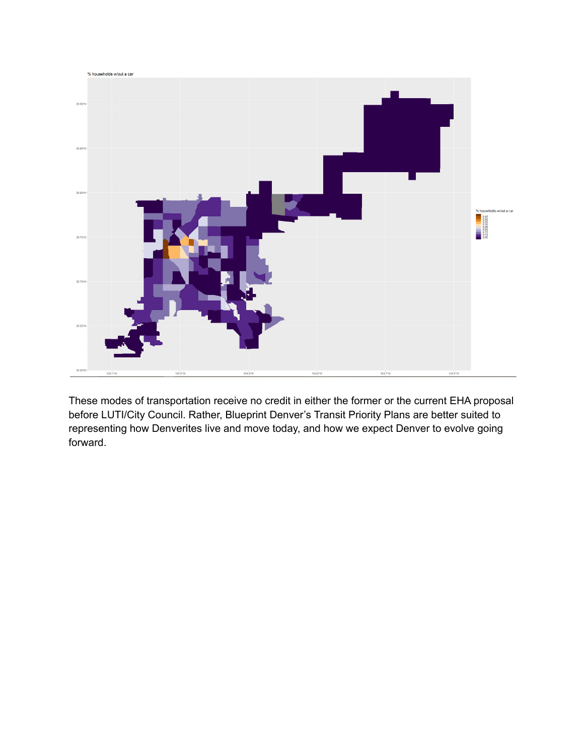These modes of transportation receive no credit in either the former or the current EHA proposal before LUTI/City Council. Rather, Blueprint Denver's Transit Priority Plans are better suited to representing how Denverites live and move today, and how we expect Denver to evolve going forward.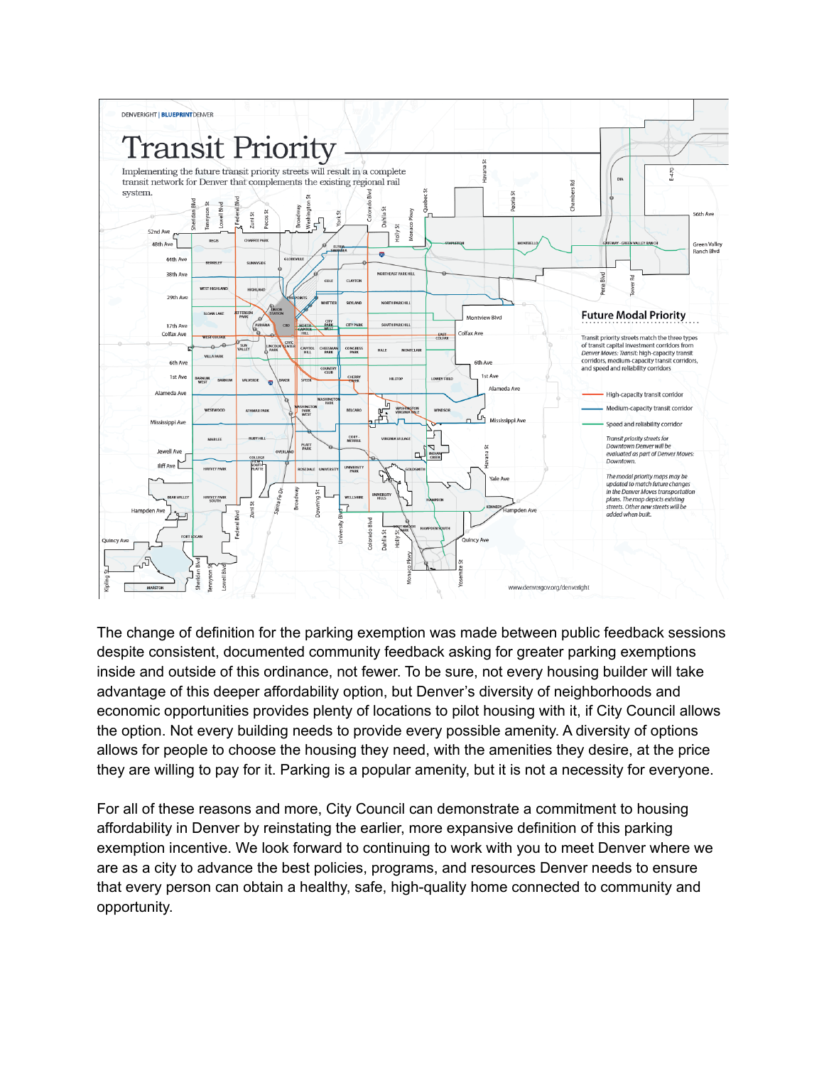The change of definition for the parking exemption was made between public feedback sessions despite consistent, documented community feedback asking for greater parking exemptions inside and outside of this ordinance, not fewer. To be sure, not every housing builder will take advantage of this deeper affordability option, but Denver's diversity of neighborhoods and economic opportunities provides plenty of locations to pilot housing with it, if City Council allows the option. Not every building needs to provide every possible amenity. A diversity of options allows for people to choose the housing they need, with the amenities they desire, at the price they are willing to pay for it. Parking is a popular amenity, but it is not a necessity for everyone.

For all of these reasons and more, City Council can demonstrate a commitment to housing affordability in Denver by reinstating the earlier, more expansive definition of this parking exemption incentive. We look forward to continuing to work with you to meet Denver where we are as a city to advance the best policies, programs, and resources Denver needs to ensure that every person can obtain a healthy, safe, high-quality home connected to community and opportunity.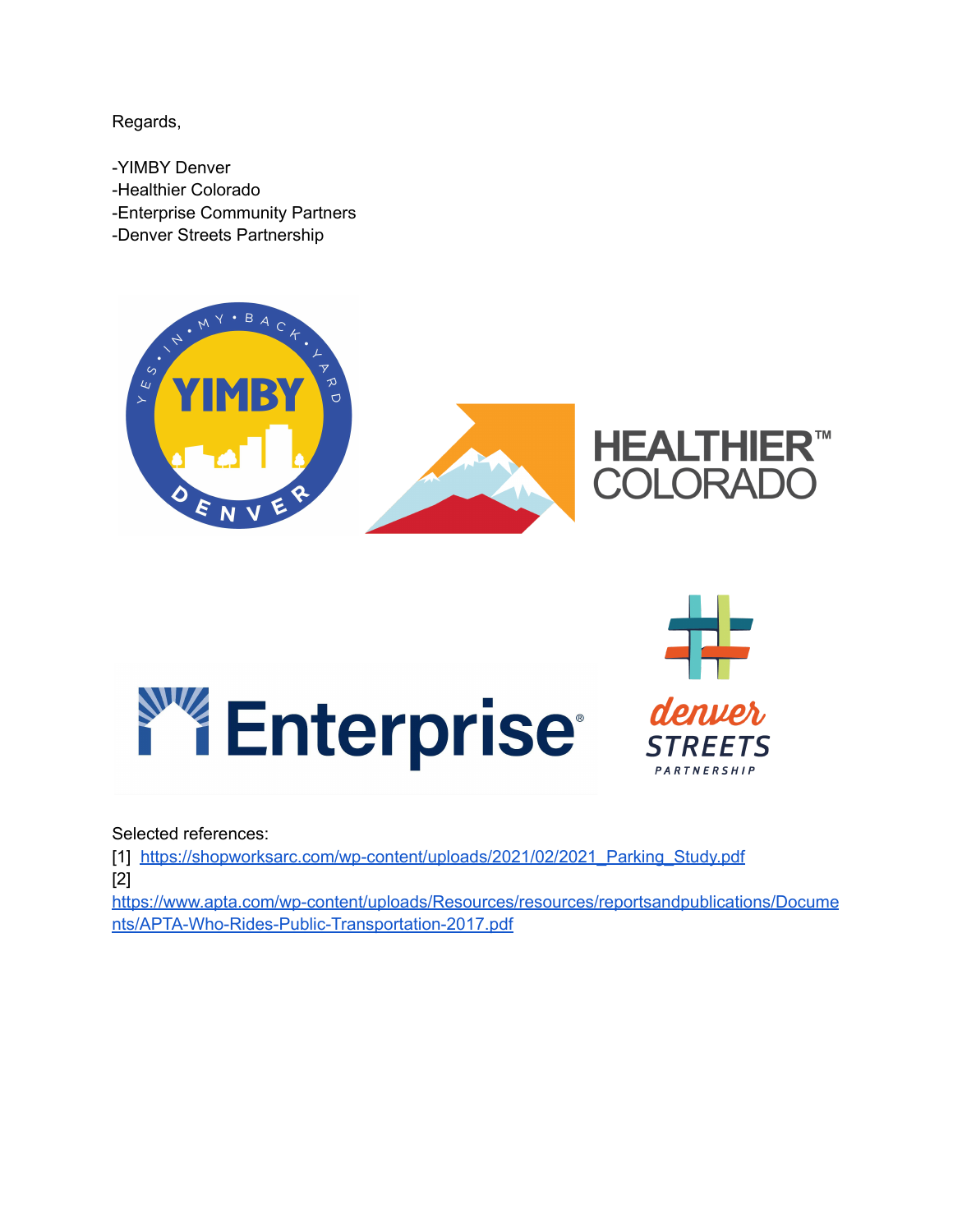Regards,

-YIMBY Denver
-Healthier Colorado
-Enterprise Community Partners
-Denver Streets Partnership

Selected references:
[1] https://shopworksarc.com/wp-content/uploads/2021/02/2021_Parking_Study.pdf
[2] https://www.apta.com/wp-content/uploads/Resources/resources/reportsandpublications/Documents/APTA-Who-Rides-Public-Transportation-2017.pdf